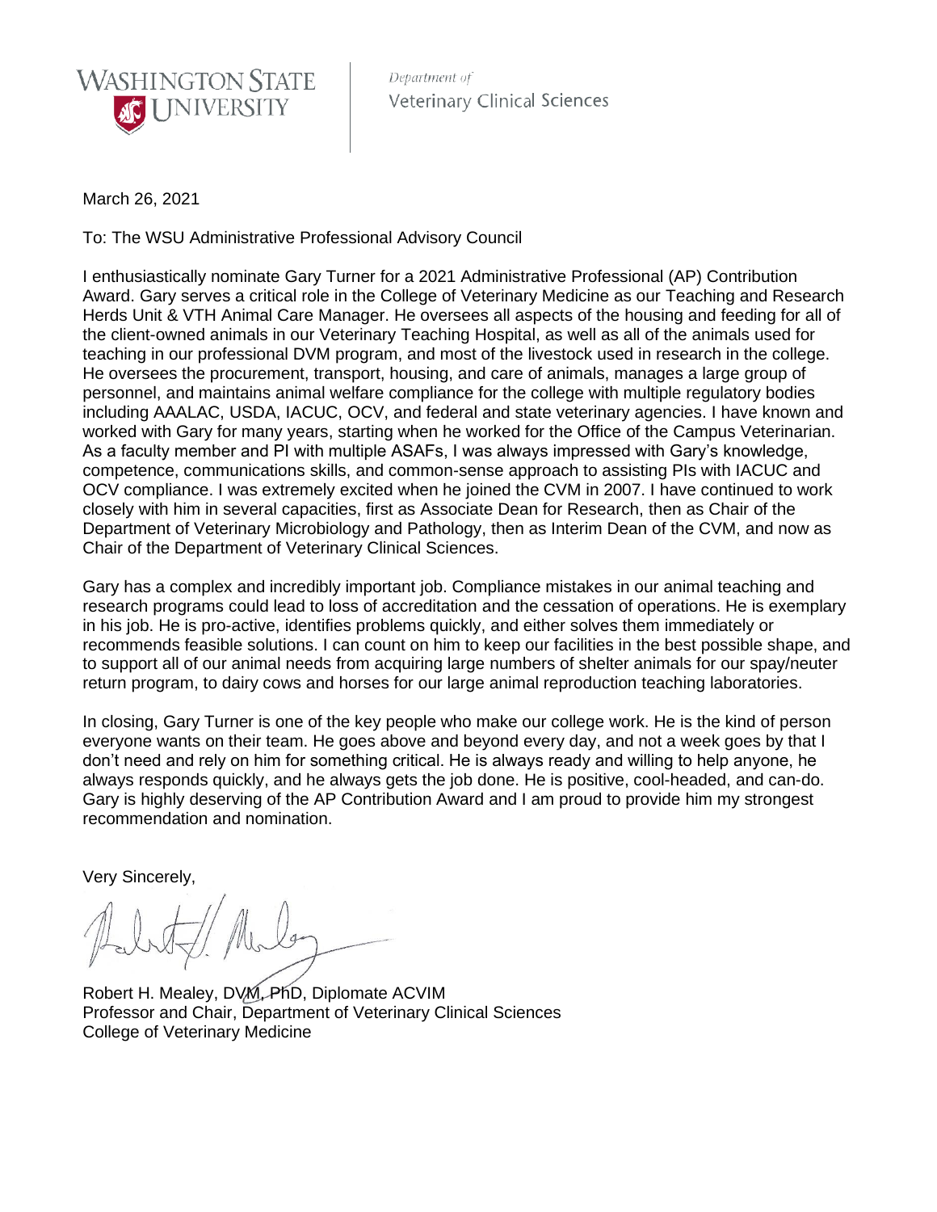WASHINGTON STATE UNIVERSITY

*Department of*
Veterinary Clinical Sciences

March 26, 2021

To: The WSU Administrative Professional Advisory Council

I enthusiastically nominate Gary Turner for a 2021 Administrative Professional (AP) Contribution Award. Gary serves a critical role in the College of Veterinary Medicine as our Teaching and Research Herds Unit & VTH Animal Care Manager. He oversees all aspects of the housing and feeding for all of the client-owned animals in our Veterinary Teaching Hospital, as well as all of the animals used for teaching in our professional DVM program, and most of the livestock used in research in the college. He oversees the procurement, transport, housing, and care of animals, manages a large group of personnel, and maintains animal welfare compliance for the college with multiple regulatory bodies including AAALAC, USDA, IACUC, OCV, and federal and state veterinary agencies. I have known and worked with Gary for many years, starting when he worked for the Office of the Campus Veterinarian. As a faculty member and PI with multiple ASAFs, I was always impressed with Gary's knowledge, competence, communications skills, and common-sense approach to assisting PIs with IACUC and OCV compliance. I was extremely excited when he joined the CVM in 2007. I have continued to work closely with him in several capacities, first as Associate Dean for Research, then as Chair of the Department of Veterinary Microbiology and Pathology, then as Interim Dean of the CVM, and now as Chair of the Department of Veterinary Clinical Sciences.

Gary has a complex and incredibly important job. Compliance mistakes in our animal teaching and research programs could lead to loss of accreditation and the cessation of operations. He is exemplary in his job. He is pro-active, identifies problems quickly, and either solves them immediately or recommends feasible solutions. I can count on him to keep our facilities in the best possible shape, and to support all of our animal needs from acquiring large numbers of shelter animals for our spay/neuter return program, to dairy cows and horses for our large animal reproduction teaching laboratories.

In closing, Gary Turner is one of the key people who make our college work. He is the kind of person everyone wants on their team. He goes above and beyond every day, and not a week goes by that I don't need and rely on him for something critical. He is always ready and willing to help anyone, he always responds quickly, and he always gets the job done. He is positive, cool-headed, and can-do. Gary is highly deserving of the AP Contribution Award and I am proud to provide him my strongest recommendation and nomination.

Very Sincerely,

Robert H. Mealey, DVM, PhD, Diplomate ACVIM
Professor and Chair, Department of Veterinary Clinical Sciences
College of Veterinary Medicine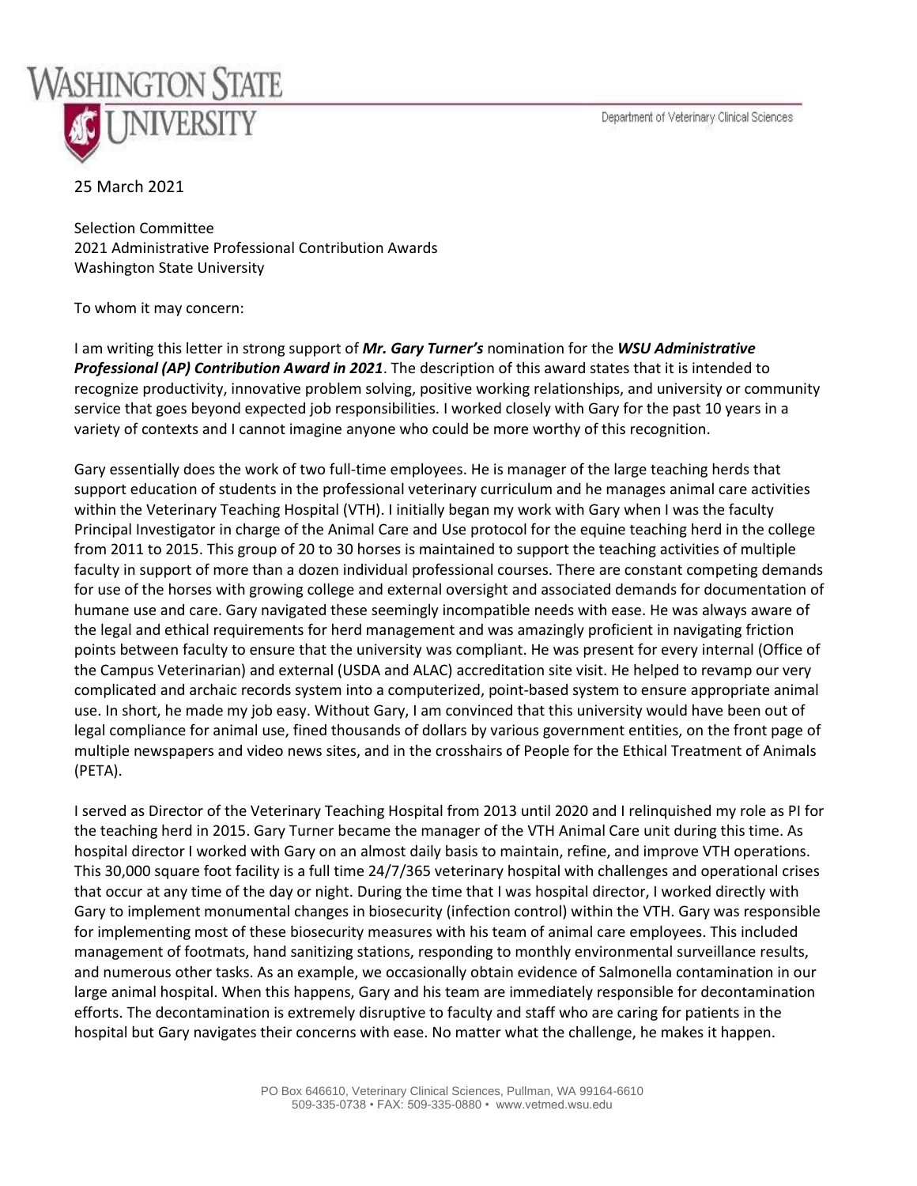25 March 2021

Selection Committee
2021 Administrative Professional Contribution Awards
Washington State University

To whom it may concern:

I am writing this letter in strong support of ***Mr. Gary Turner's*** nomination for the ***WSU Administrative Professional (AP) Contribution Award in 2021***. The description of this award states that it is intended to recognize productivity, innovative problem solving, positive working relationships, and university or community service that goes beyond expected job responsibilities. I worked closely with Gary for the past 10 years in a variety of contexts and I cannot imagine anyone who could be more worthy of this recognition.

Gary essentially does the work of two full-time employees. He is manager of the large teaching herds that support education of students in the professional veterinary curriculum and he manages animal care activities within the Veterinary Teaching Hospital (VTH). I initially began my work with Gary when I was the faculty Principal Investigator in charge of the Animal Care and Use protocol for the equine teaching herd in the college from 2011 to 2015. This group of 20 to 30 horses is maintained to support the teaching activities of multiple faculty in support of more than a dozen individual professional courses. There are constant competing demands for use of the horses with growing college and external oversight and associated demands for documentation of humane use and care. Gary navigated these seemingly incompatible needs with ease. He was always aware of the legal and ethical requirements for herd management and was amazingly proficient in navigating friction points between faculty to ensure that the university was compliant. He was present for every internal (Office of the Campus Veterinarian) and external (USDA and ALAC) accreditation site visit. He helped to revamp our very complicated and archaic records system into a computerized, point-based system to ensure appropriate animal use. In short, he made my job easy. Without Gary, I am convinced that this university would have been out of legal compliance for animal use, fined thousands of dollars by various government entities, on the front page of multiple newspapers and video news sites, and in the crosshairs of People for the Ethical Treatment of Animals (PETA).

I served as Director of the Veterinary Teaching Hospital from 2013 until 2020 and I relinquished my role as PI for the teaching herd in 2015. Gary Turner became the manager of the VTH Animal Care unit during this time. As hospital director I worked with Gary on an almost daily basis to maintain, refine, and improve VTH operations. This 30,000 square foot facility is a full time 24/7/365 veterinary hospital with challenges and operational crises that occur at any time of the day or night. During the time that I was hospital director, I worked directly with Gary to implement monumental changes in biosecurity (infection control) within the VTH. Gary was responsible for implementing most of these biosecurity measures with his team of animal care employees. This included management of footmats, hand sanitizing stations, responding to monthly environmental surveillance results, and numerous other tasks. As an example, we occasionally obtain evidence of Salmonella contamination in our large animal hospital. When this happens, Gary and his team are immediately responsible for decontamination efforts. The decontamination is extremely disruptive to faculty and staff who are caring for patients in the hospital but Gary navigates their concerns with ease. No matter what the challenge, he makes it happen.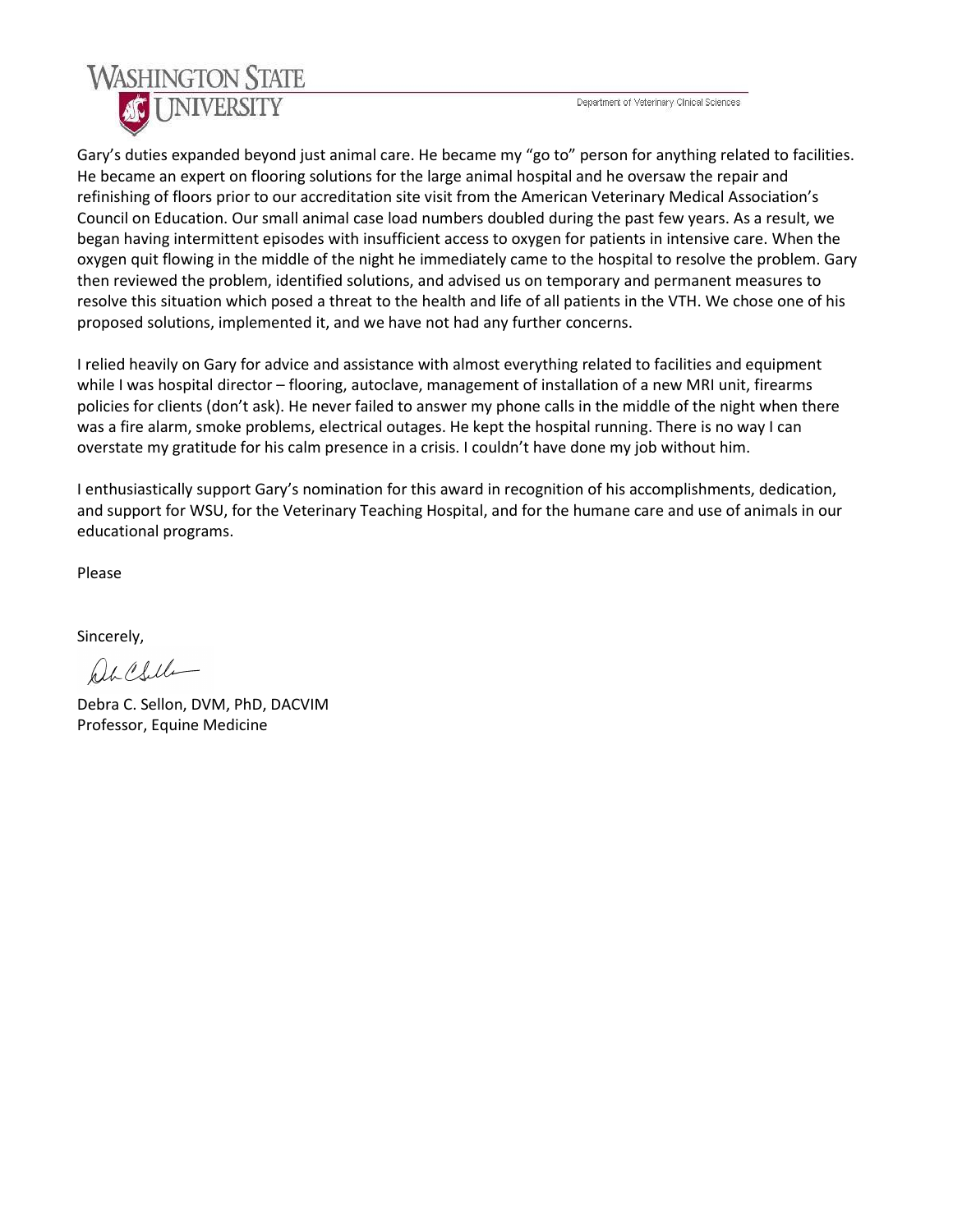Gary's duties expanded beyond just animal care. He became my "go to" person for anything related to facilities. He became an expert on flooring solutions for the large animal hospital and he oversaw the repair and refinishing of floors prior to our accreditation site visit from the American Veterinary Medical Association's Council on Education. Our small animal case load numbers doubled during the past few years. As a result, we began having intermittent episodes with insufficient access to oxygen for patients in intensive care. When the oxygen quit flowing in the middle of the night he immediately came to the hospital to resolve the problem. Gary then reviewed the problem, identified solutions, and advised us on temporary and permanent measures to resolve this situation which posed a threat to the health and life of all patients in the VTH. We chose one of his proposed solutions, implemented it, and we have not had any further concerns.

I relied heavily on Gary for advice and assistance with almost everything related to facilities and equipment while I was hospital director – flooring, autoclave, management of installation of a new MRI unit, firearms policies for clients (don't ask). He never failed to answer my phone calls in the middle of the night when there was a fire alarm, smoke problems, electrical outages. He kept the hospital running. There is no way I can overstate my gratitude for his calm presence in a crisis. I couldn't have done my job without him.

I enthusiastically support Gary's nomination for this award in recognition of his accomplishments, dedication, and support for WSU, for the Veterinary Teaching Hospital, and for the humane care and use of animals in our educational programs.

Please

Sincerely,

Debra C. Sellon, DVM, PhD, DACVIM
Professor, Equine Medicine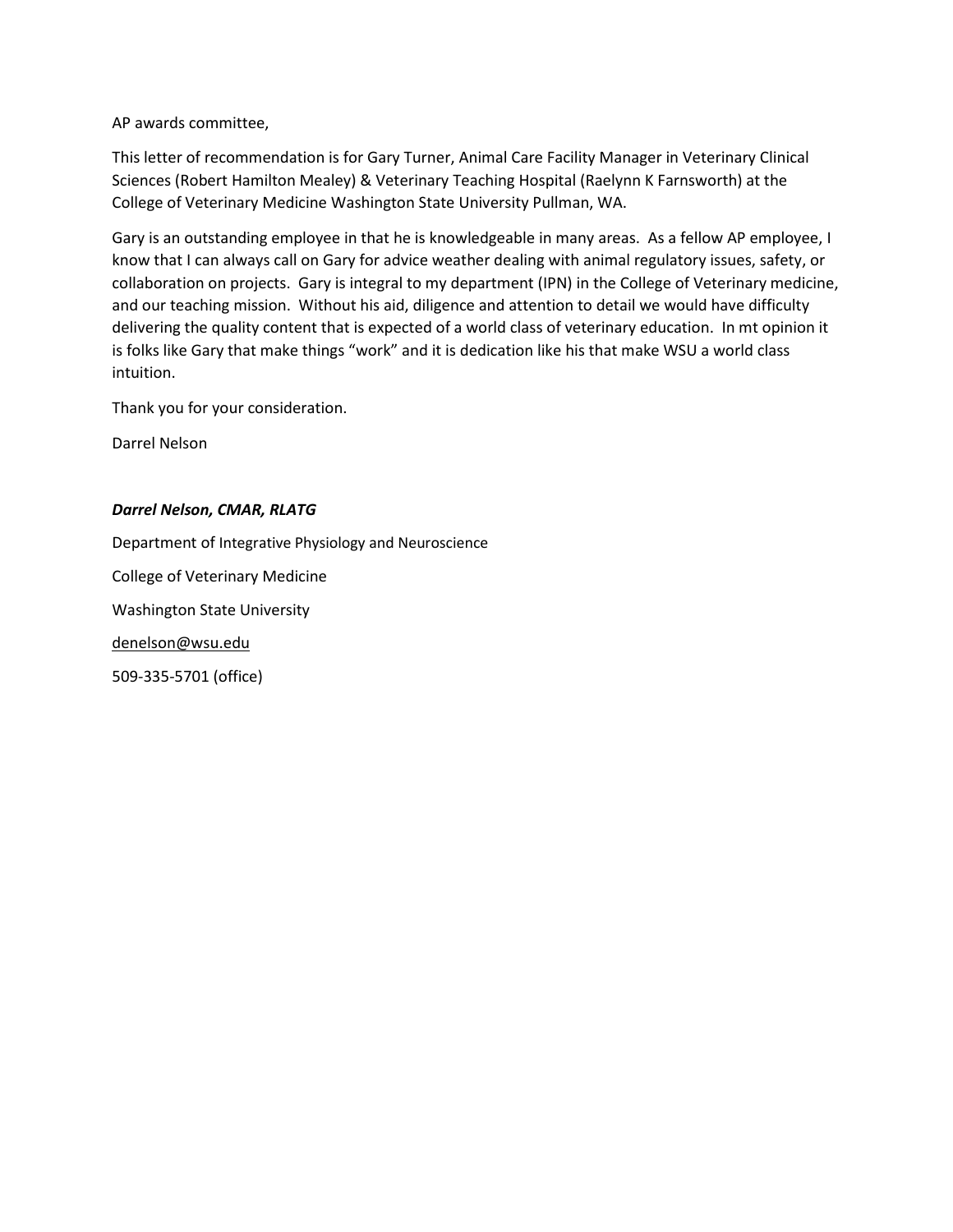AP awards committee,

This letter of recommendation is for Gary Turner, Animal Care Facility Manager in Veterinary Clinical Sciences (Robert Hamilton Mealey) & Veterinary Teaching Hospital (Raelynn K Farnsworth) at the College of Veterinary Medicine Washington State University Pullman, WA.

Gary is an outstanding employee in that he is knowledgeable in many areas. As a fellow AP employee, I know that I can always call on Gary for advice weather dealing with animal regulatory issues, safety, or collaboration on projects. Gary is integral to my department (IPN) in the College of Veterinary medicine, and our teaching mission. Without his aid, diligence and attention to detail we would have difficulty delivering the quality content that is expected of a world class of veterinary education. In mt opinion it is folks like Gary that make things "work" and it is dedication like his that make WSU a world class intuition.

Thank you for your consideration.

Darrel Nelson

***Darrel Nelson, CMAR, RLATG***

Department of Integrative Physiology and Neuroscience

College of Veterinary Medicine

Washington State University

denelson@wsu.edu

509-335-5701 (office)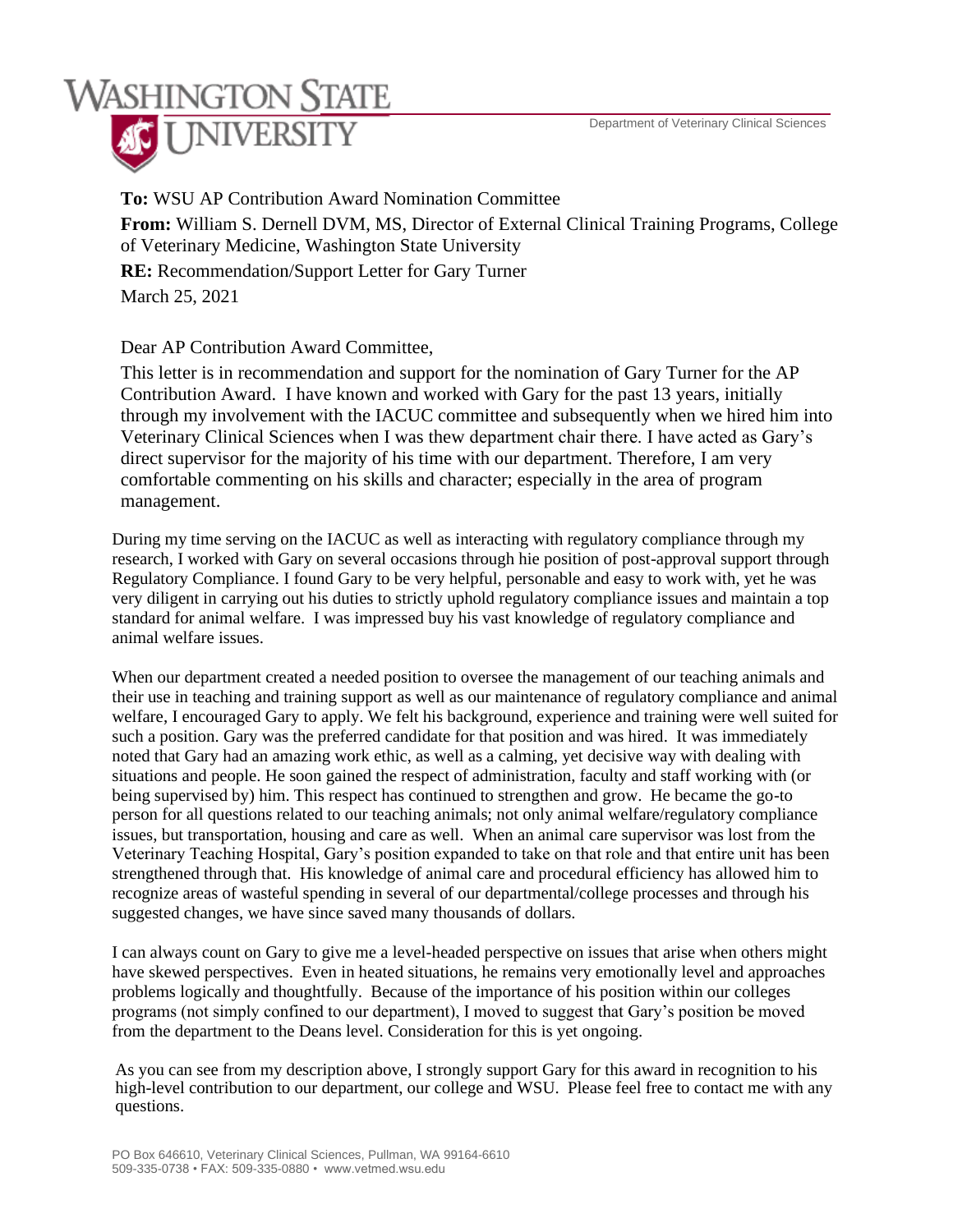Department of Veterinary Clinical Sciences

**To:** WSU AP Contribution Award Nomination Committee

**From:** William S. Dernell DVM, MS, Director of External Clinical Training Programs, College of Veterinary Medicine, Washington State University

**RE:** Recommendation/Support Letter for Gary Turner

March 25, 2021

Dear AP Contribution Award Committee,

This letter is in recommendation and support for the nomination of Gary Turner for the AP Contribution Award. I have known and worked with Gary for the past 13 years, initially through my involvement with the IACUC committee and subsequently when we hired him into Veterinary Clinical Sciences when I was thew department chair there. I have acted as Gary's direct supervisor for the majority of his time with our department. Therefore, I am very comfortable commenting on his skills and character; especially in the area of program management.

During my time serving on the IACUC as well as interacting with regulatory compliance through my research, I worked with Gary on several occasions through hie position of post-approval support through Regulatory Compliance. I found Gary to be very helpful, personable and easy to work with, yet he was very diligent in carrying out his duties to strictly uphold regulatory compliance issues and maintain a top standard for animal welfare. I was impressed buy his vast knowledge of regulatory compliance and animal welfare issues.

When our department created a needed position to oversee the management of our teaching animals and their use in teaching and training support as well as our maintenance of regulatory compliance and animal welfare, I encouraged Gary to apply. We felt his background, experience and training were well suited for such a position. Gary was the preferred candidate for that position and was hired. It was immediately noted that Gary had an amazing work ethic, as well as a calming, yet decisive way with dealing with situations and people. He soon gained the respect of administration, faculty and staff working with (or being supervised by) him. This respect has continued to strengthen and grow. He became the go-to person for all questions related to our teaching animals; not only animal welfare/regulatory compliance issues, but transportation, housing and care as well. When an animal care supervisor was lost from the Veterinary Teaching Hospital, Gary's position expanded to take on that role and that entire unit has been strengthened through that. His knowledge of animal care and procedural efficiency has allowed him to recognize areas of wasteful spending in several of our departmental/college processes and through his suggested changes, we have since saved many thousands of dollars.

I can always count on Gary to give me a level-headed perspective on issues that arise when others might have skewed perspectives. Even in heated situations, he remains very emotionally level and approaches problems logically and thoughtfully. Because of the importance of his position within our colleges programs (not simply confined to our department), I moved to suggest that Gary's position be moved from the department to the Deans level. Consideration for this is yet ongoing.

As you can see from my description above, I strongly support Gary for this award in recognition to his high-level contribution to our department, our college and WSU. Please feel free to contact me with any questions.

PO Box 646610, Veterinary Clinical Sciences, Pullman, WA 99164-6610
509-335-0738 • FAX: 509-335-0880 • www.vetmed.wsu.edu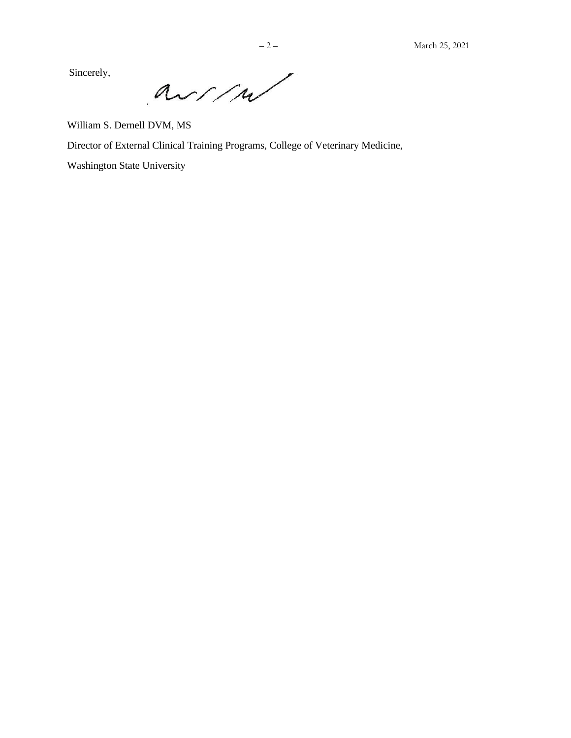Sincerely,

William S. Dernell DVM, MS

Director of External Clinical Training Programs, College of Veterinary Medicine,

Washington State University